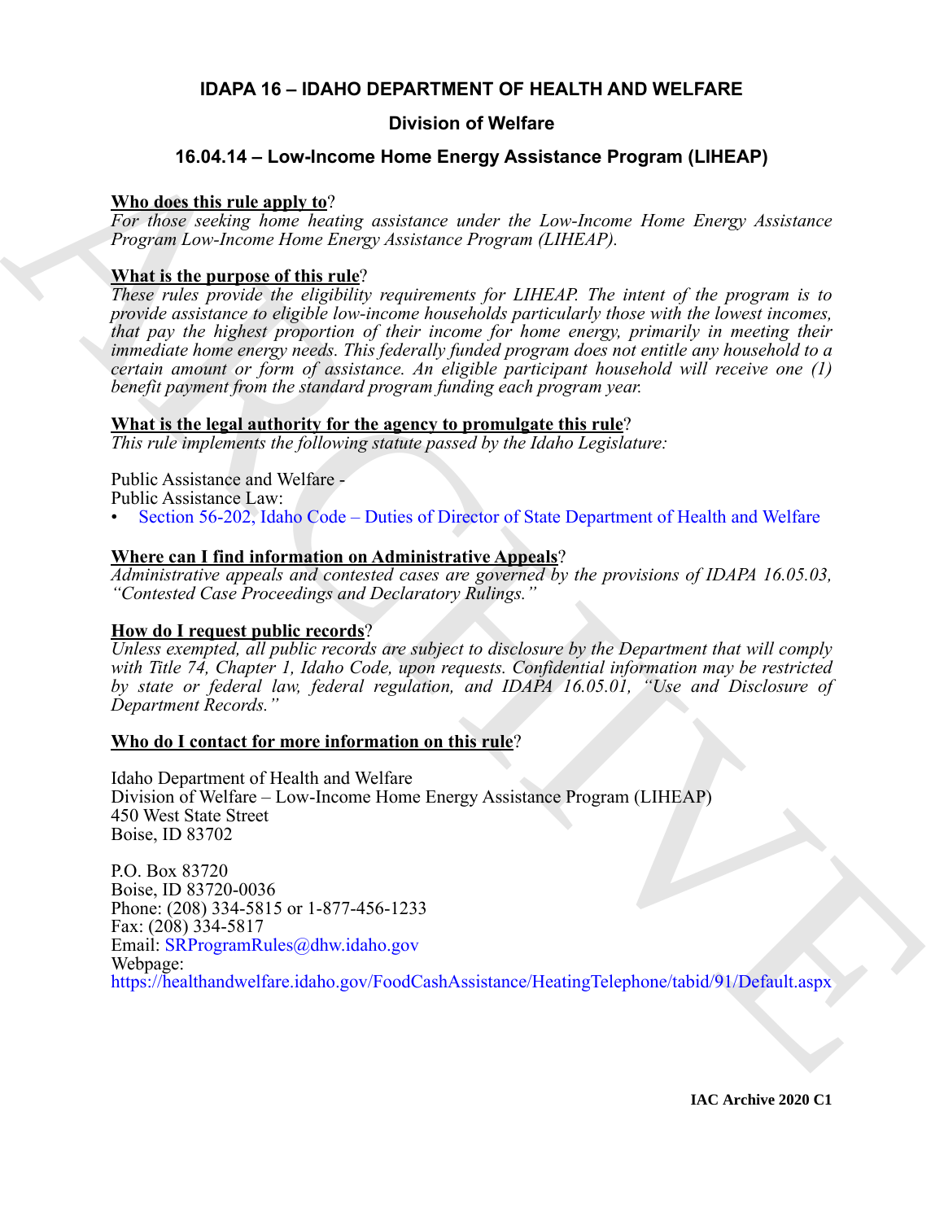# IDAPA 16 – IDAHO DEPARTMENT OF HEALTH AND WELFARE

## Division of Welfare

## 16.04.14 – Low-Income Home Energy Assistance Program (LIHEAP)

**Who does this rule apply to**?

*For those seeking home heating assistance under the Low-Income Home Energy Assistance Program Low-Income Home Energy Assistance Program (LIHEAP).*

**What is the purpose of this rule**?

*These rules provide the eligibility requirements for LIHEAP. The intent of the program is to provide assistance to eligible low-income households particularly those with the lowest incomes, that pay the highest proportion of their income for home energy, primarily in meeting their immediate home energy needs. This federally funded program does not entitle any household to a certain amount or form of assistance. An eligible participant household will receive one (1) benefit payment from the standard program funding each program year.*

**What is the legal authority for the agency to promulgate this rule**?

*This rule implements the following statute passed by the Idaho Legislature:*

Public Assistance and Welfare -
Public Assistance Law:

- Section 56-202, Idaho Code – Duties of Director of State Department of Health and Welfare

**Where can I find information on Administrative Appeals**?

*Administrative appeals and contested cases are governed by the provisions of IDAPA 16.05.03, "Contested Case Proceedings and Declaratory Rulings."*

**How do I request public records**?

*Unless exempted, all public records are subject to disclosure by the Department that will comply with Title 74, Chapter 1, Idaho Code, upon requests. Confidential information may be restricted by state or federal law, federal regulation, and IDAPA 16.05.01, "Use and Disclosure of Department Records."*

**Who do I contact for more information on this rule**?

Idaho Department of Health and Welfare
Division of Welfare – Low-Income Home Energy Assistance Program (LIHEAP)
450 West State Street
Boise, ID 83702

P.O. Box 83720
Boise, ID 83720-0036
Phone: (208) 334-5815 or 1-877-456-1233
Fax: (208) 334-5817
Email: SRProgramRules@dhw.idaho.gov
Webpage:
https://healthandwelfare.idaho.gov/FoodCashAssistance/HeatingTelephone/tabid/91/Default.aspx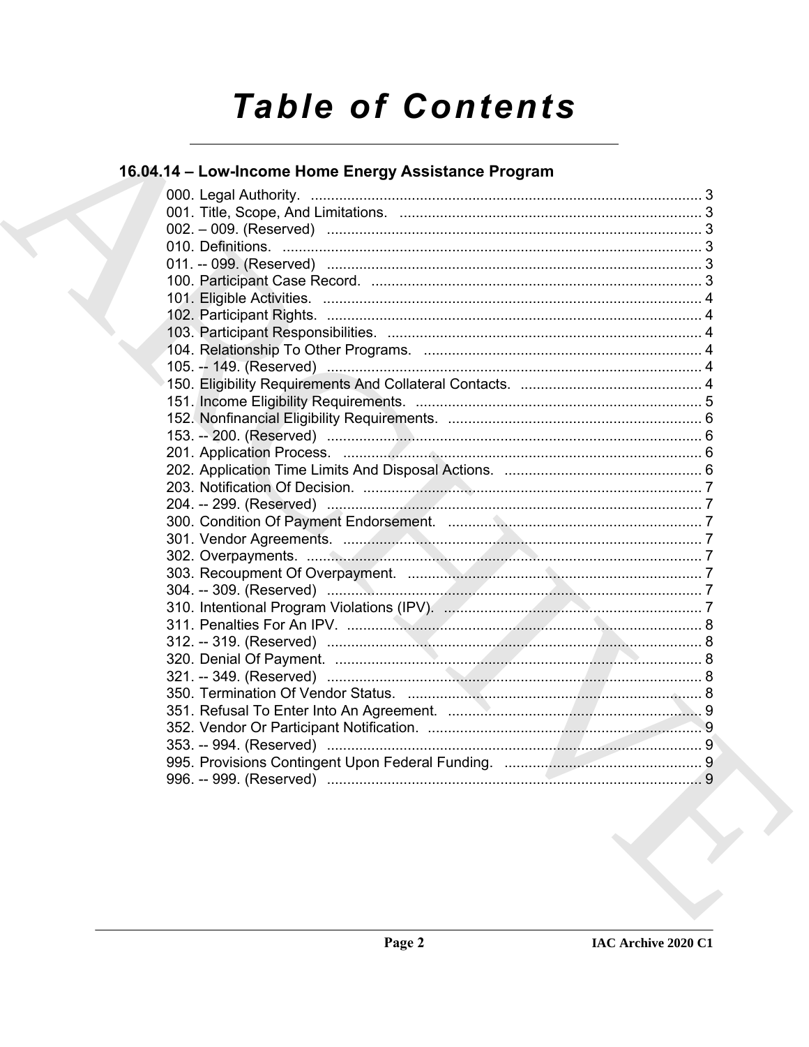# Table of Contents

## 16.04.14 – Low-Income Home Energy Assistance Program

000. Legal Authority. ..... 3
001. Title, Scope, And Limitations. ..... 3
002. – 009. (Reserved) ..... 3
010. Definitions. ..... 3
011. -- 099. (Reserved) ..... 3
100. Participant Case Record. ..... 3
101. Eligible Activities. ..... 4
102. Participant Rights. ..... 4
103. Participant Responsibilities. ..... 4
104. Relationship To Other Programs. ..... 4
105. -- 149. (Reserved) ..... 4
150. Eligibility Requirements And Collateral Contacts. ..... 4
151. Income Eligibility Requirements. ..... 5
152. Nonfinancial Eligibility Requirements. ..... 6
153. -- 200. (Reserved) ..... 6
201. Application Process. ..... 6
202. Application Time Limits And Disposal Actions. ..... 6
203. Notification Of Decision. ..... 7
204. -- 299. (Reserved) ..... 7
300. Condition Of Payment Endorsement. ..... 7
301. Vendor Agreements. ..... 7
302. Overpayments. ..... 7
303. Recoupment Of Overpayment. ..... 7
304. -- 309. (Reserved) ..... 7
310. Intentional Program Violations (IPV). ..... 7
311. Penalties For An IPV. ..... 8
312. -- 319. (Reserved) ..... 8
320. Denial Of Payment. ..... 8
321. -- 349. (Reserved) ..... 8
350. Termination Of Vendor Status. ..... 8
351. Refusal To Enter Into An Agreement. ..... 9
352. Vendor Or Participant Notification. ..... 9
353. -- 994. (Reserved) ..... 9
995. Provisions Contingent Upon Federal Funding. ..... 9
996. -- 999. (Reserved) ..... 9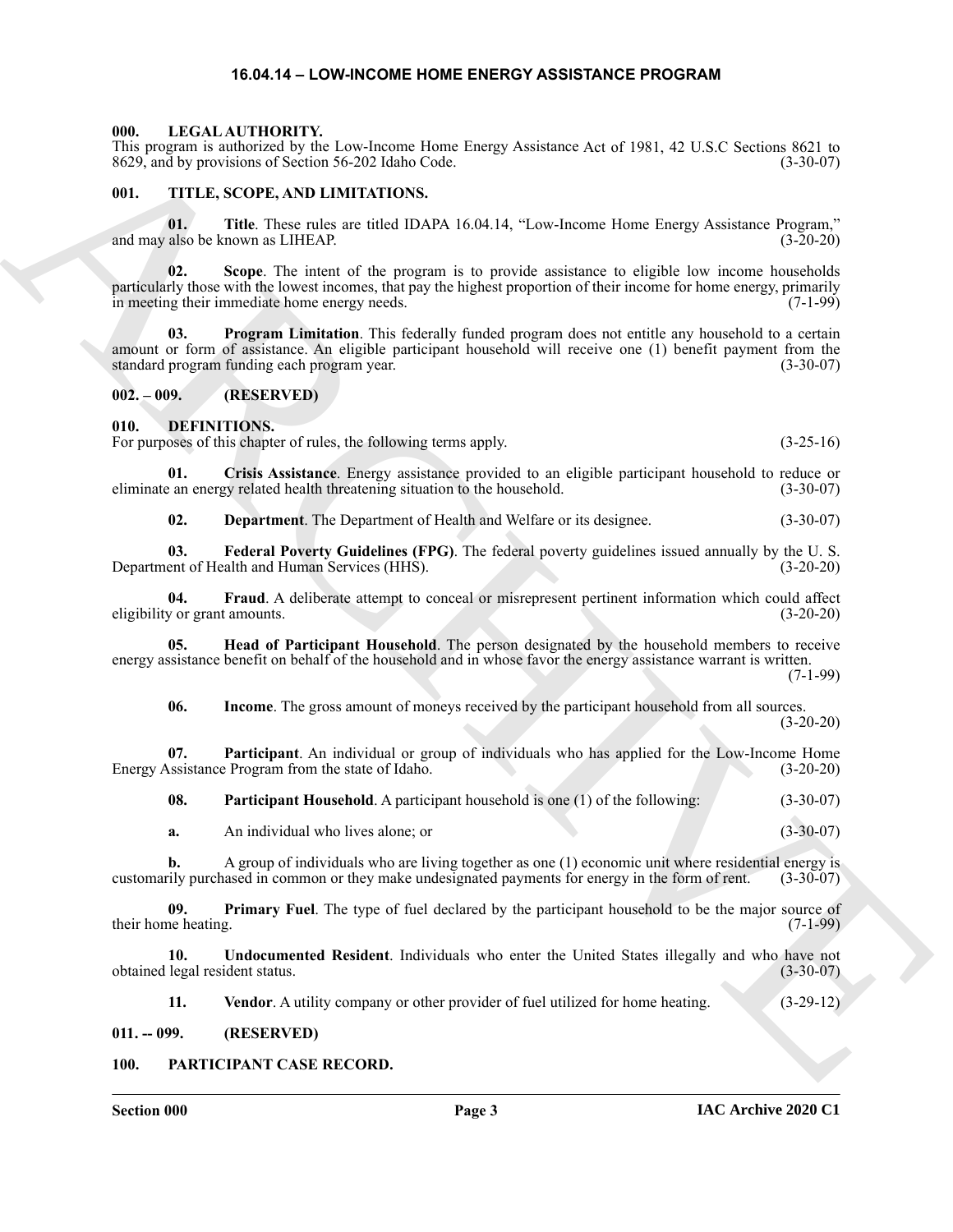# 16.04.14 – LOW-INCOME HOME ENERGY ASSISTANCE PROGRAM

## 000. LEGAL AUTHORITY.

This program is authorized by the Low-Income Home Energy Assistance Act of 1981, 42 U.S.C Sections 8621 to 8629, and by provisions of Section 56-202 Idaho Code. (3-30-07)

## 001. TITLE, SCOPE, AND LIMITATIONS.

**01. Title**. These rules are titled IDAPA 16.04.14, "Low-Income Home Energy Assistance Program," and may also be known as LIHEAP. (3-20-20)

**02. Scope**. The intent of the program is to provide assistance to eligible low income households particularly those with the lowest incomes, that pay the highest proportion of their income for home energy, primarily in meeting their immediate home energy needs. (7-1-99)

**03. Program Limitation**. This federally funded program does not entitle any household to a certain amount or form of assistance. An eligible participant household will receive one (1) benefit payment from the standard program funding each program year. (3-30-07)

## 002. – 009. (RESERVED)

## 010. DEFINITIONS.

For purposes of this chapter of rules, the following terms apply. (3-25-16)

**01. Crisis Assistance**. Energy assistance provided to an eligible participant household to reduce or eliminate an energy related health threatening situation to the household. (3-30-07)

**02. Department**. The Department of Health and Welfare or its designee. (3-30-07)

**03. Federal Poverty Guidelines (FPG)**. The federal poverty guidelines issued annually by the U. S. Department of Health and Human Services (HHS). (3-20-20)

**04. Fraud**. A deliberate attempt to conceal or misrepresent pertinent information which could affect eligibility or grant amounts. (3-20-20)

**05. Head of Participant Household**. The person designated by the household members to receive energy assistance benefit on behalf of the household and in whose favor the energy assistance warrant is written. (7-1-99)

**06. Income**. The gross amount of moneys received by the participant household from all sources. (3-20-20)

**07. Participant**. An individual or group of individuals who has applied for the Low-Income Home Energy Assistance Program from the state of Idaho. (3-20-20)

**08. Participant Household**. A participant household is one (1) of the following: (3-30-07)

**a.** An individual who lives alone; or (3-30-07)

**b.** A group of individuals who are living together as one (1) economic unit where residential energy is customarily purchased in common or they make undesignated payments for energy in the form of rent. (3-30-07)

**09. Primary Fuel**. The type of fuel declared by the participant household to be the major source of their home heating. (7-1-99)

**10. Undocumented Resident**. Individuals who enter the United States illegally and who have not obtained legal resident status. (3-30-07)

**11. Vendor**. A utility company or other provider of fuel utilized for home heating. (3-29-12)

## 011. -- 099. (RESERVED)

## 100. PARTICIPANT CASE RECORD.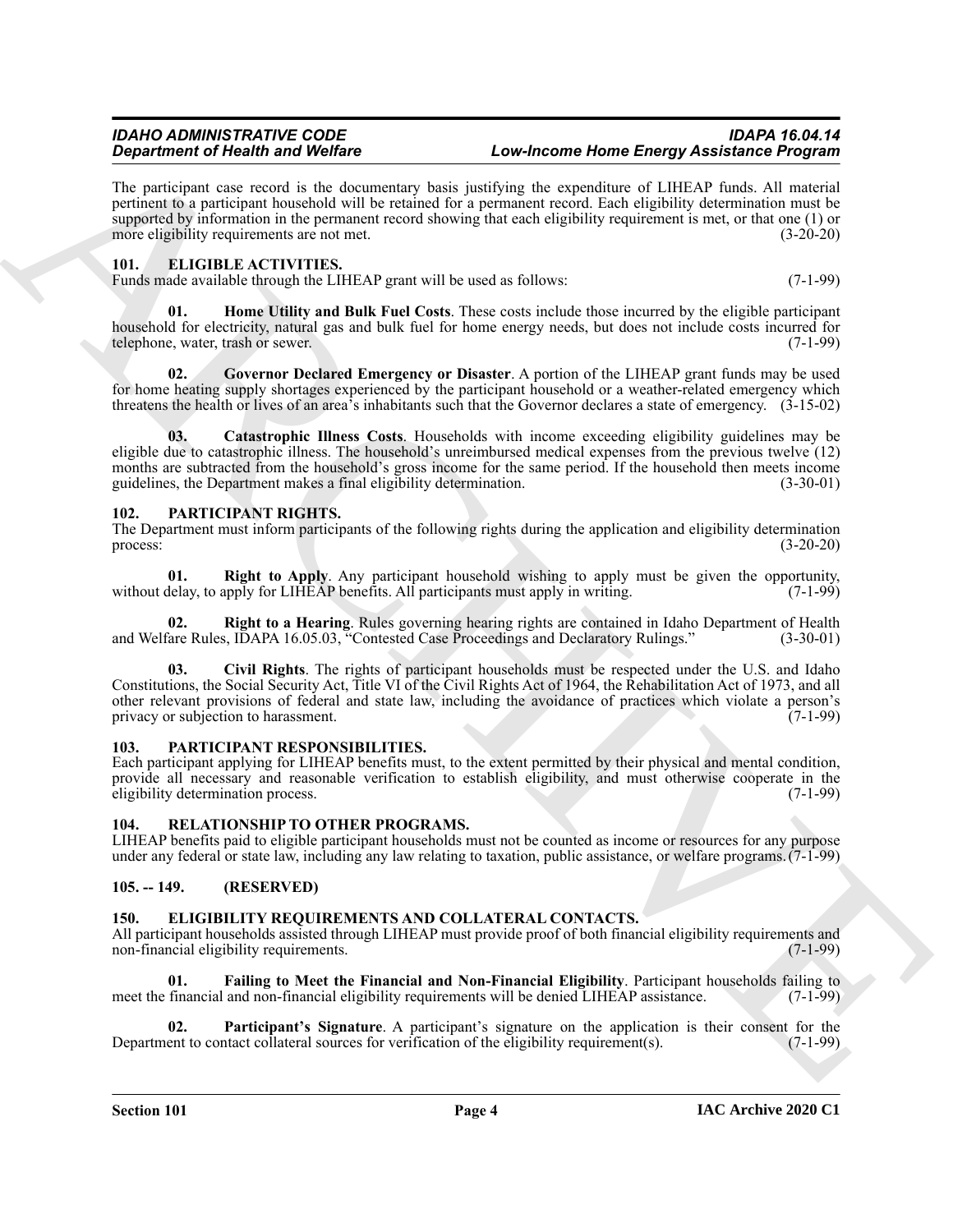The participant case record is the documentary basis justifying the expenditure of LIHEAP funds. All material pertinent to a participant household will be retained for a permanent record. Each eligibility determination must be supported by information in the permanent record showing that each eligibility requirement is met, or that one (1) or more eligibility requirements are not met. (3-20-20)

## 101. ELIGIBLE ACTIVITIES.

Funds made available through the LIHEAP grant will be used as follows: (7-1-99)

**01. Home Utility and Bulk Fuel Costs**. These costs include those incurred by the eligible participant household for electricity, natural gas and bulk fuel for home energy needs, but does not include costs incurred for telephone, water, trash or sewer. (7-1-99)

**02. Governor Declared Emergency or Disaster**. A portion of the LIHEAP grant funds may be used for home heating supply shortages experienced by the participant household or a weather-related emergency which threatens the health or lives of an area's inhabitants such that the Governor declares a state of emergency. (3-15-02)

**03. Catastrophic Illness Costs**. Households with income exceeding eligibility guidelines may be eligible due to catastrophic illness. The household's unreimbursed medical expenses from the previous twelve (12) months are subtracted from the household's gross income for the same period. If the household then meets income guidelines, the Department makes a final eligibility determination. (3-30-01)

## 102. PARTICIPANT RIGHTS.

The Department must inform participants of the following rights during the application and eligibility determination process: (3-20-20)

**01. Right to Apply**. Any participant household wishing to apply must be given the opportunity, without delay, to apply for LIHEAP benefits. All participants must apply in writing. (7-1-99)

**02. Right to a Hearing**. Rules governing hearing rights are contained in Idaho Department of Health and Welfare Rules, IDAPA 16.05.03, "Contested Case Proceedings and Declaratory Rulings." (3-30-01)

**03. Civil Rights**. The rights of participant households must be respected under the U.S. and Idaho Constitutions, the Social Security Act, Title VI of the Civil Rights Act of 1964, the Rehabilitation Act of 1973, and all other relevant provisions of federal and state law, including the avoidance of practices which violate a person's privacy or subjection to harassment. (7-1-99)

## 103. PARTICIPANT RESPONSIBILITIES.

Each participant applying for LIHEAP benefits must, to the extent permitted by their physical and mental condition, provide all necessary and reasonable verification to establish eligibility, and must otherwise cooperate in the eligibility determination process. (7-1-99)

## 104. RELATIONSHIP TO OTHER PROGRAMS.

LIHEAP benefits paid to eligible participant households must not be counted as income or resources for any purpose under any federal or state law, including any law relating to taxation, public assistance, or welfare programs. (7-1-99)

## 105. -- 149. (RESERVED)

## 150. ELIGIBILITY REQUIREMENTS AND COLLATERAL CONTACTS.

All participant households assisted through LIHEAP must provide proof of both financial eligibility requirements and non-financial eligibility requirements. (7-1-99)

**01. Failing to Meet the Financial and Non-Financial Eligibility**. Participant households failing to meet the financial and non-financial eligibility requirements will be denied LIHEAP assistance. (7-1-99)

**02. Participant's Signature**. A participant's signature on the application is their consent for the Department to contact collateral sources for verification of the eligibility requirement(s). (7-1-99)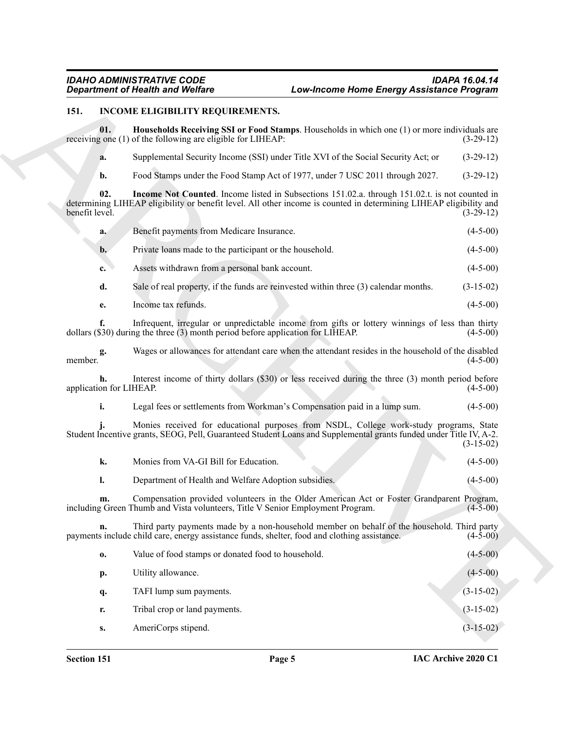## 151. INCOME ELIGIBILITY REQUIREMENTS.

**01. Households Receiving SSI or Food Stamps**. Households in which one (1) or more individuals are receiving one (1) of the following are eligible for LIHEAP: (3-29-12)

**a.** Supplemental Security Income (SSI) under Title XVI of the Social Security Act; or (3-29-12)

**b.** Food Stamps under the Food Stamp Act of 1977, under 7 USC 2011 through 2027. (3-29-12)

**02. Income Not Counted**. Income listed in Subsections 151.02.a. through 151.02.t. is not counted in determining LIHEAP eligibility or benefit level. All other income is counted in determining LIHEAP eligibility and benefit level. (3-29-12)

**a.** Benefit payments from Medicare Insurance. (4-5-00)

**b.** Private loans made to the participant or the household. (4-5-00)

**c.** Assets withdrawn from a personal bank account. (4-5-00)

**d.** Sale of real property, if the funds are reinvested within three (3) calendar months. (3-15-02)

**e.** Income tax refunds. (4-5-00)

**f.** Infrequent, irregular or unpredictable income from gifts or lottery winnings of less than thirty dollars ($30) during the three (3) month period before application for LIHEAP. (4-5-00)

**g.** Wages or allowances for attendant care when the attendant resides in the household of the disabled member. (4-5-00)

**h.** Interest income of thirty dollars ($30) or less received during the three (3) month period before application for LIHEAP. (4-5-00)

**i.** Legal fees or settlements from Workman's Compensation paid in a lump sum. (4-5-00)

**j.** Monies received for educational purposes from NSDL, College work-study programs, State Student Incentive grants, SEOG, Pell, Guaranteed Student Loans and Supplemental grants funded under Title IV, A-2. (3-15-02)

**k.** Monies from VA-GI Bill for Education. (4-5-00)

**l.** Department of Health and Welfare Adoption subsidies. (4-5-00)

**m.** Compensation provided volunteers in the Older American Act or Foster Grandparent Program, including Green Thumb and Vista volunteers, Title V Senior Employment Program. (4-5-00)

**n.** Third party payments made by a non-household member on behalf of the household. Third party payments include child care, energy assistance funds, shelter, food and clothing assistance. (4-5-00)

**o.** Value of food stamps or donated food to household. (4-5-00)

**p.** Utility allowance. (4-5-00)

**q.** TAFI lump sum payments. (3-15-02)

**r.** Tribal crop or land payments. (3-15-02)

**s.** AmeriCorps stipend. (3-15-02)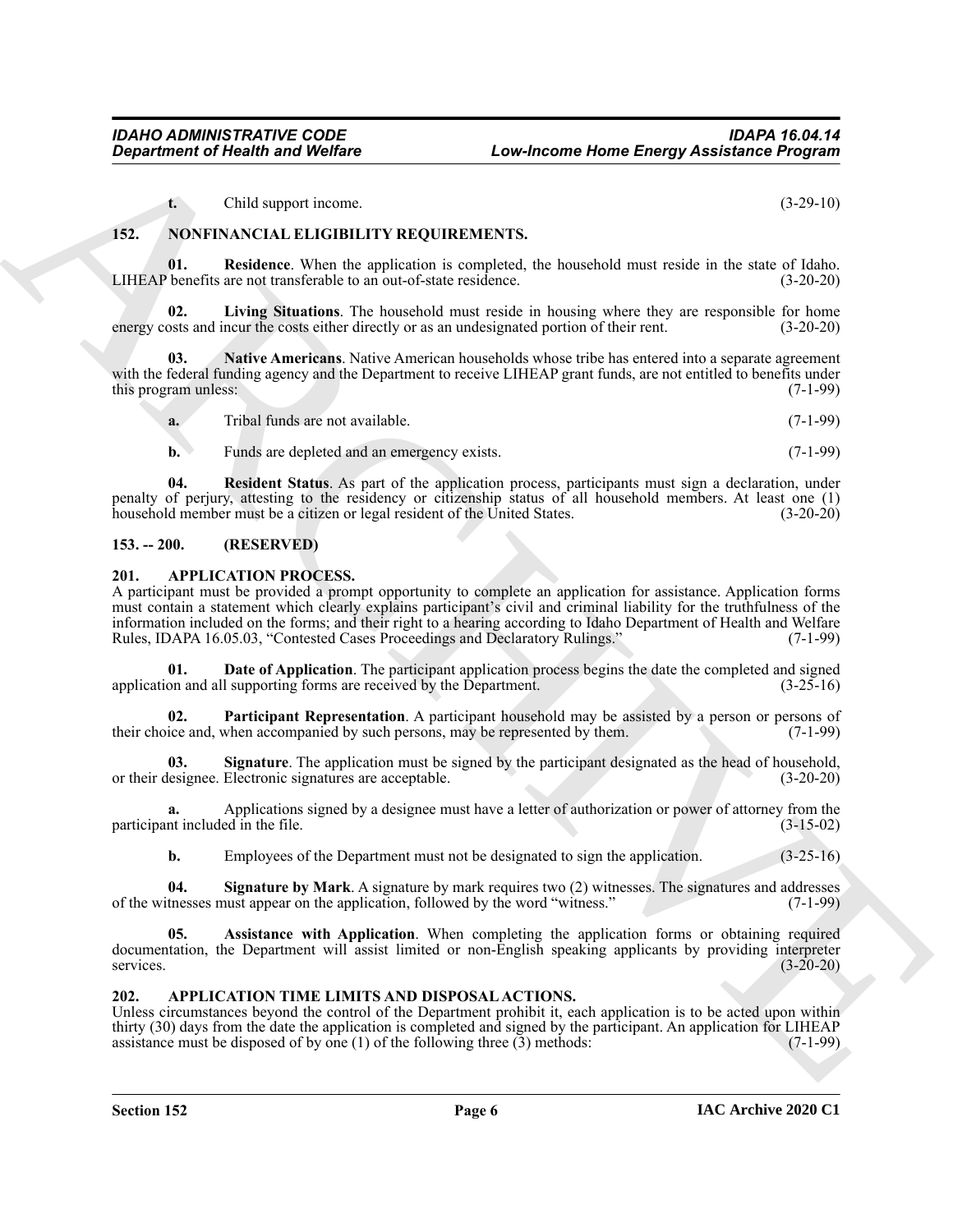**t.** Child support income. (3-29-10)

## 152. NONFINANCIAL ELIGIBILITY REQUIREMENTS.

**01. Residence**. When the application is completed, the household must reside in the state of Idaho. LIHEAP benefits are not transferable to an out-of-state residence. (3-20-20)

**02. Living Situations**. The household must reside in housing where they are responsible for home energy costs and incur the costs either directly or as an undesignated portion of their rent. (3-20-20)

**03. Native Americans**. Native American households whose tribe has entered into a separate agreement with the federal funding agency and the Department to receive LIHEAP grant funds, are not entitled to benefits under this program unless: (7-1-99)

**a.** Tribal funds are not available. (7-1-99)

**b.** Funds are depleted and an emergency exists. (7-1-99)

**04. Resident Status**. As part of the application process, participants must sign a declaration, under penalty of perjury, attesting to the residency or citizenship status of all household members. At least one (1) household member must be a citizen or legal resident of the United States. (3-20-20)

## 153. -- 200. (RESERVED)

## 201. APPLICATION PROCESS.

A participant must be provided a prompt opportunity to complete an application for assistance. Application forms must contain a statement which clearly explains participant's civil and criminal liability for the truthfulness of the information included on the forms; and their right to a hearing according to Idaho Department of Health and Welfare Rules, IDAPA 16.05.03, "Contested Cases Proceedings and Declaratory Rulings." (7-1-99)

**01. Date of Application**. The participant application process begins the date the completed and signed application and all supporting forms are received by the Department. (3-25-16)

**02. Participant Representation**. A participant household may be assisted by a person or persons of their choice and, when accompanied by such persons, may be represented by them. (7-1-99)

**03. Signature**. The application must be signed by the participant designated as the head of household, or their designee. Electronic signatures are acceptable. (3-20-20)

**a.** Applications signed by a designee must have a letter of authorization or power of attorney from the participant included in the file. (3-15-02)

**b.** Employees of the Department must not be designated to sign the application. (3-25-16)

**04. Signature by Mark**. A signature by mark requires two (2) witnesses. The signatures and addresses of the witnesses must appear on the application, followed by the word "witness." (7-1-99)

**05. Assistance with Application**. When completing the application forms or obtaining required documentation, the Department will assist limited or non-English speaking applicants by providing interpreter services. (3-20-20)

## 202. APPLICATION TIME LIMITS AND DISPOSAL ACTIONS.

Unless circumstances beyond the control of the Department prohibit it, each application is to be acted upon within thirty (30) days from the date the application is completed and signed by the participant. An application for LIHEAP assistance must be disposed of by one (1) of the following three (3) methods: (7-1-99)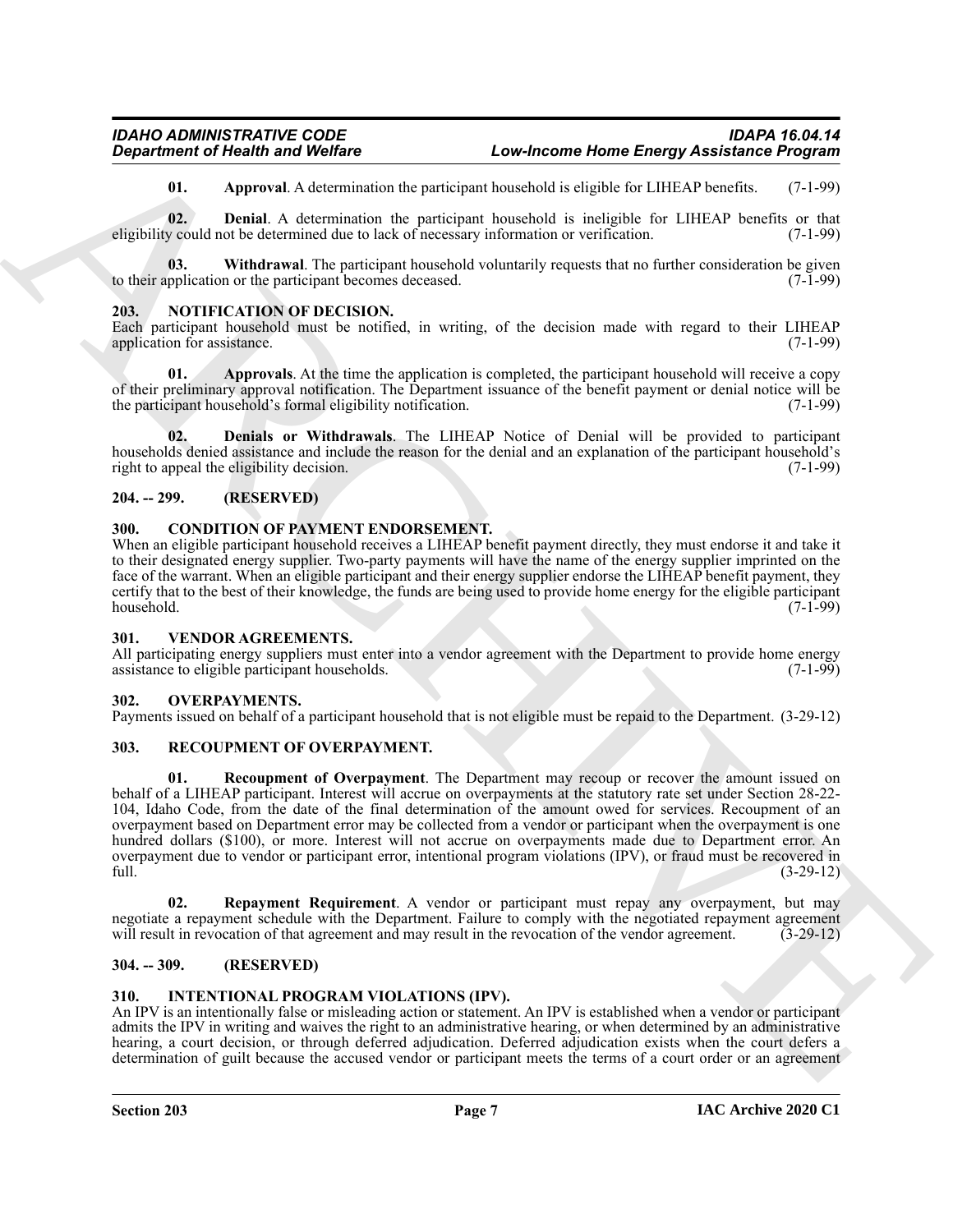**01. Approval**. A determination the participant household is eligible for LIHEAP benefits. (7-1-99)

**02. Denial**. A determination the participant household is ineligible for LIHEAP benefits or that eligibility could not be determined due to lack of necessary information or verification. (7-1-99)

**03. Withdrawal**. The participant household voluntarily requests that no further consideration be given to their application or the participant becomes deceased. (7-1-99)

## 203. NOTIFICATION OF DECISION.

Each participant household must be notified, in writing, of the decision made with regard to their LIHEAP application for assistance. (7-1-99)

**01. Approvals**. At the time the application is completed, the participant household will receive a copy of their preliminary approval notification. The Department issuance of the benefit payment or denial notice will be the participant household's formal eligibility notification. (7-1-99)

**02. Denials or Withdrawals**. The LIHEAP Notice of Denial will be provided to participant households denied assistance and include the reason for the denial and an explanation of the participant household's right to appeal the eligibility decision. (7-1-99)

## 204. -- 299. (RESERVED)

## 300. CONDITION OF PAYMENT ENDORSEMENT.

When an eligible participant household receives a LIHEAP benefit payment directly, they must endorse it and take it to their designated energy supplier. Two-party payments will have the name of the energy supplier imprinted on the face of the warrant. When an eligible participant and their energy supplier endorse the LIHEAP benefit payment, they certify that to the best of their knowledge, the funds are being used to provide home energy for the eligible participant household. (7-1-99)

## 301. VENDOR AGREEMENTS.

All participating energy suppliers must enter into a vendor agreement with the Department to provide home energy assistance to eligible participant households. (7-1-99)

## 302. OVERPAYMENTS.

Payments issued on behalf of a participant household that is not eligible must be repaid to the Department. (3-29-12)

## 303. RECOUPMENT OF OVERPAYMENT.

**01. Recoupment of Overpayment**. The Department may recoup or recover the amount issued on behalf of a LIHEAP participant. Interest will accrue on overpayments at the statutory rate set under Section 28-22-104, Idaho Code, from the date of the final determination of the amount owed for services. Recoupment of an overpayment based on Department error may be collected from a vendor or participant when the overpayment is one hundred dollars ($100), or more. Interest will not accrue on overpayments made due to Department error. An overpayment due to vendor or participant error, intentional program violations (IPV), or fraud must be recovered in full. (3-29-12)

**02. Repayment Requirement**. A vendor or participant must repay any overpayment, but may negotiate a repayment schedule with the Department. Failure to comply with the negotiated repayment agreement will result in revocation of that agreement and may result in the revocation of the vendor agreement. (3-29-12)

## 304. -- 309. (RESERVED)

## 310. INTENTIONAL PROGRAM VIOLATIONS (IPV).

An IPV is an intentionally false or misleading action or statement. An IPV is established when a vendor or participant admits the IPV in writing and waives the right to an administrative hearing, or when determined by an administrative hearing, a court decision, or through deferred adjudication. Deferred adjudication exists when the court defers a determination of guilt because the accused vendor or participant meets the terms of a court order or an agreement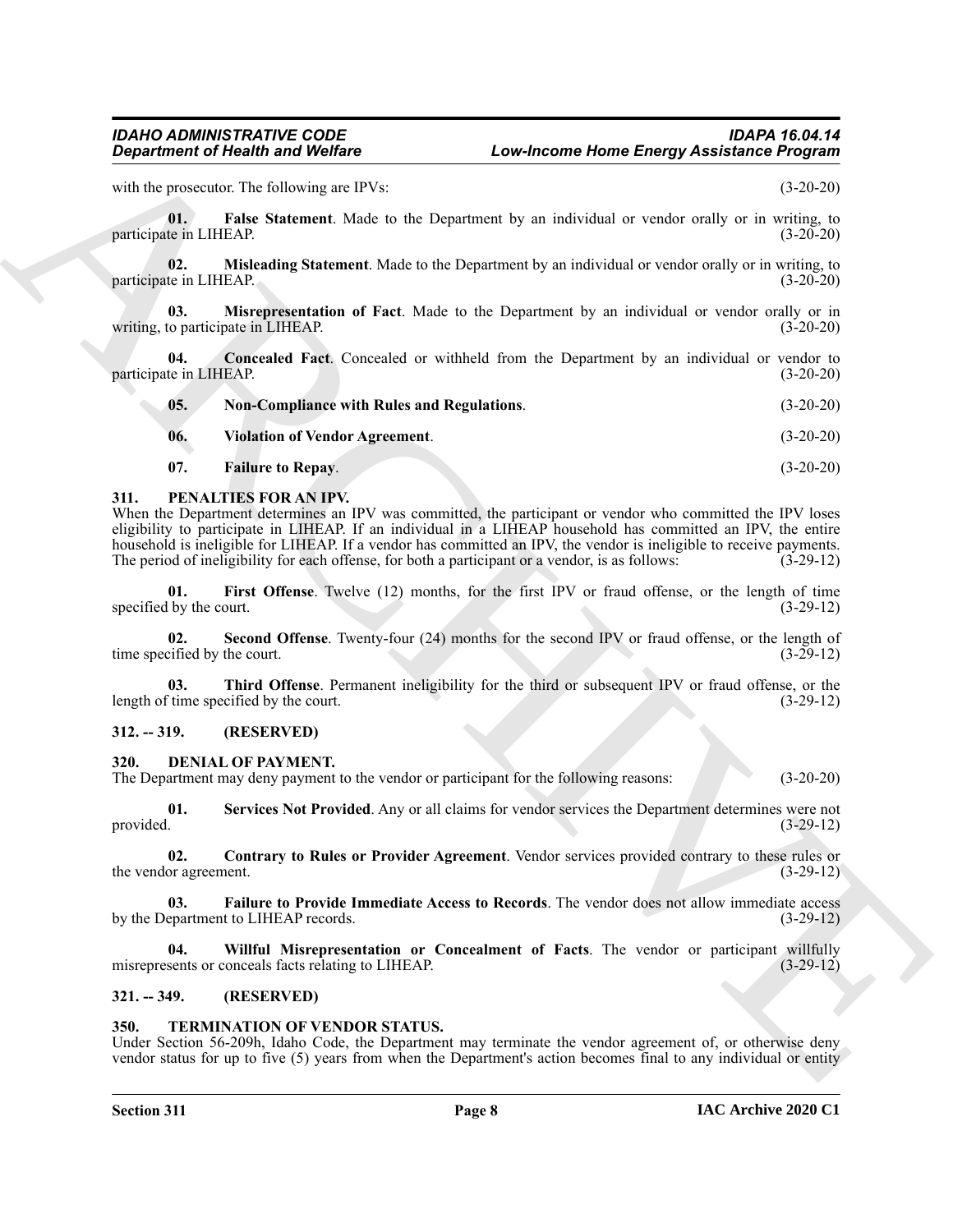with the prosecutor. The following are IPVs: (3-20-20)

**01. False Statement**. Made to the Department by an individual or vendor orally or in writing, to participate in LIHEAP. (3-20-20)

**02. Misleading Statement**. Made to the Department by an individual or vendor orally or in writing, to participate in LIHEAP. (3-20-20)

**03. Misrepresentation of Fact**. Made to the Department by an individual or vendor orally or in writing, to participate in LIHEAP. (3-20-20)

**04. Concealed Fact**. Concealed or withheld from the Department by an individual or vendor to participate in LIHEAP. (3-20-20)

**05. Non-Compliance with Rules and Regulations**. (3-20-20)

**06. Violation of Vendor Agreement**. (3-20-20)

**07. Failure to Repay**. (3-20-20)

### 311. PENALTIES FOR AN IPV.

When the Department determines an IPV was committed, the participant or vendor who committed the IPV loses eligibility to participate in LIHEAP. If an individual in a LIHEAP household has committed an IPV, the entire household is ineligible for LIHEAP. If a vendor has committed an IPV, the vendor is ineligible to receive payments. The period of ineligibility for each offense, for both a participant or a vendor, is as follows: (3-29-12)

**01. First Offense**. Twelve (12) months, for the first IPV or fraud offense, or the length of time specified by the court. (3-29-12)

**02. Second Offense**. Twenty-four (24) months for the second IPV or fraud offense, or the length of time specified by the court. (3-29-12)

**03. Third Offense**. Permanent ineligibility for the third or subsequent IPV or fraud offense, or the length of time specified by the court. (3-29-12)

### 312. -- 319. (RESERVED)

### 320. DENIAL OF PAYMENT.

The Department may deny payment to the vendor or participant for the following reasons: (3-20-20)

**01. Services Not Provided**. Any or all claims for vendor services the Department determines were not provided. (3-29-12)

**02. Contrary to Rules or Provider Agreement**. Vendor services provided contrary to these rules or the vendor agreement. (3-29-12)

**03. Failure to Provide Immediate Access to Records**. The vendor does not allow immediate access by the Department to LIHEAP records. (3-29-12)

**04. Willful Misrepresentation or Concealment of Facts**. The vendor or participant willfully misrepresents or conceals facts relating to LIHEAP. (3-29-12)

### 321. -- 349. (RESERVED)

### 350. TERMINATION OF VENDOR STATUS.

Under Section 56-209h, Idaho Code, the Department may terminate the vendor agreement of, or otherwise deny vendor status for up to five (5) years from when the Department's action becomes final to any individual or entity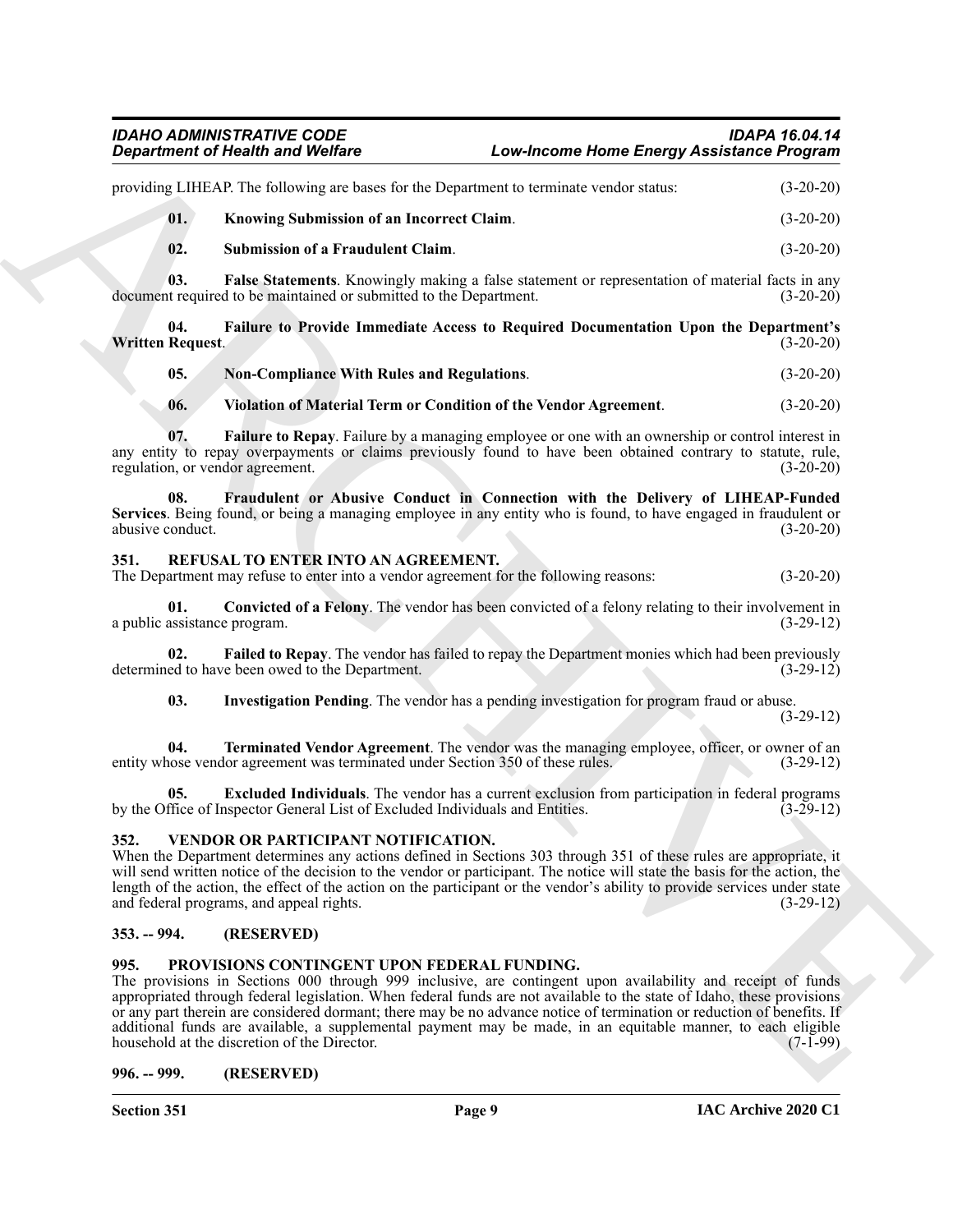providing LIHEAP. The following are bases for the Department to terminate vendor status: (3-20-20)

**01. Knowing Submission of an Incorrect Claim**. (3-20-20)

**02. Submission of a Fraudulent Claim**. (3-20-20)

**03. False Statements**. Knowingly making a false statement or representation of material facts in any document required to be maintained or submitted to the Department. (3-20-20)

**04. Failure to Provide Immediate Access to Required Documentation Upon the Department's Written Request**. (3-20-20)

**05. Non-Compliance With Rules and Regulations**. (3-20-20)

**06. Violation of Material Term or Condition of the Vendor Agreement**. (3-20-20)

**07. Failure to Repay**. Failure by a managing employee or one with an ownership or control interest in any entity to repay overpayments or claims previously found to have been obtained contrary to statute, rule, regulation, or vendor agreement. (3-20-20)

**08. Fraudulent or Abusive Conduct in Connection with the Delivery of LIHEAP-Funded Services**. Being found, or being a managing employee in any entity who is found, to have engaged in fraudulent or abusive conduct. (3-20-20)

## 351. REFUSAL TO ENTER INTO AN AGREEMENT.

The Department may refuse to enter into a vendor agreement for the following reasons: (3-20-20)

**01. Convicted of a Felony**. The vendor has been convicted of a felony relating to their involvement in a public assistance program. (3-29-12)

**02. Failed to Repay**. The vendor has failed to repay the Department monies which had been previously determined to have been owed to the Department. (3-29-12)

**03. Investigation Pending**. The vendor has a pending investigation for program fraud or abuse. (3-29-12)

**04. Terminated Vendor Agreement**. The vendor was the managing employee, officer, or owner of an entity whose vendor agreement was terminated under Section 350 of these rules. (3-29-12)

**05. Excluded Individuals**. The vendor has a current exclusion from participation in federal programs by the Office of Inspector General List of Excluded Individuals and Entities. (3-29-12)

## 352. VENDOR OR PARTICIPANT NOTIFICATION.

When the Department determines any actions defined in Sections 303 through 351 of these rules are appropriate, it will send written notice of the decision to the vendor or participant. The notice will state the basis for the action, the length of the action, the effect of the action on the participant or the vendor's ability to provide services under state and federal programs, and appeal rights. (3-29-12)

## 353. -- 994. (RESERVED)

## 995. PROVISIONS CONTINGENT UPON FEDERAL FUNDING.

The provisions in Sections 000 through 999 inclusive, are contingent upon availability and receipt of funds appropriated through federal legislation. When federal funds are not available to the state of Idaho, these provisions or any part therein are considered dormant; there may be no advance notice of termination or reduction of benefits. If additional funds are available, a supplemental payment may be made, in an equitable manner, to each eligible household at the discretion of the Director. (7-1-99)

## 996. -- 999. (RESERVED)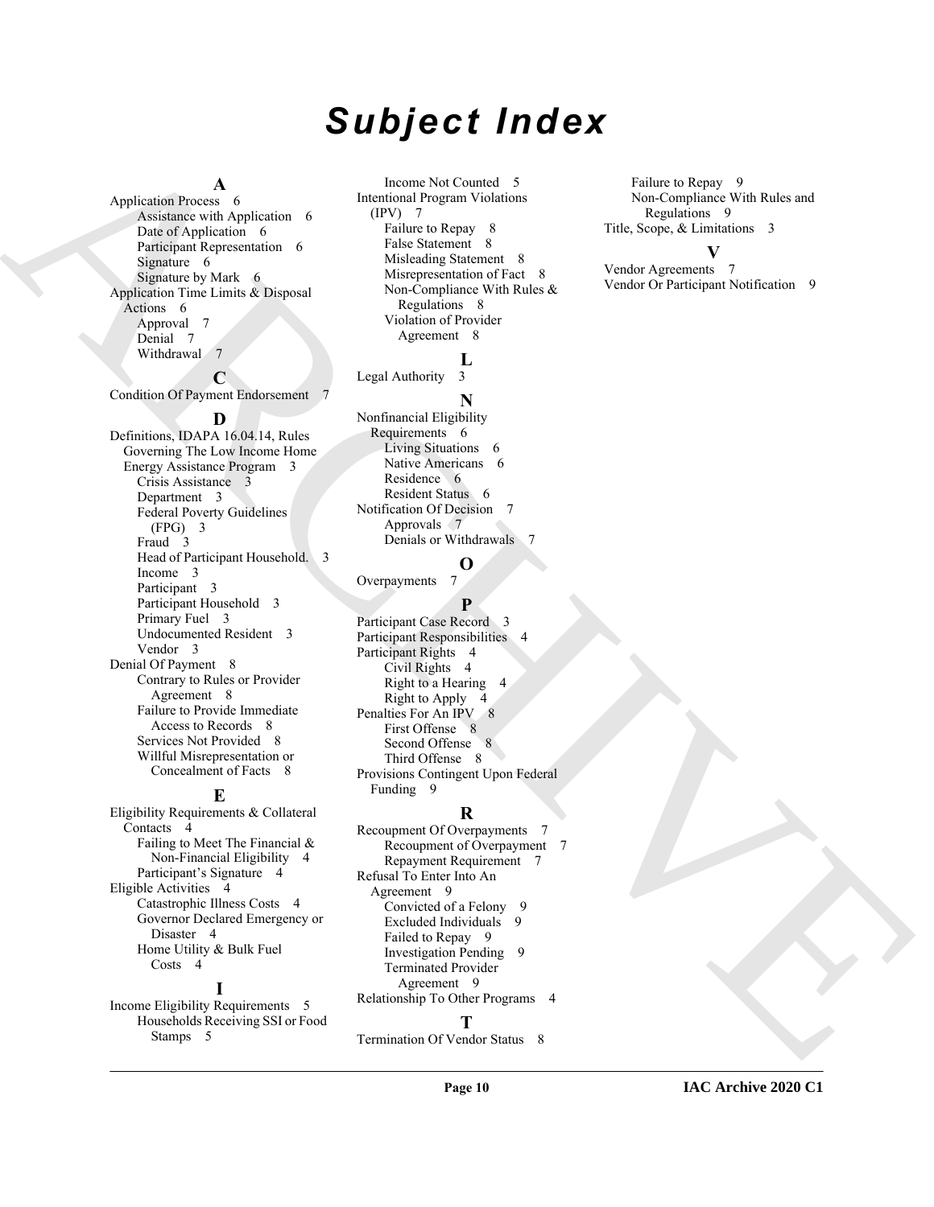# Subject Index

**A**

Application Process 6
- Assistance with Application 6
- Date of Application 6
- Participant Representation 6
- Signature 6
- Signature by Mark 6

Application Time Limits & Disposal Actions 6
- Approval 7
- Denial 7
- Withdrawal 7

**C**

Condition Of Payment Endorsement 7

**D**

Definitions, IDAPA 16.04.14, Rules Governing The Low Income Home Energy Assistance Program 3
- Crisis Assistance 3
- Department 3
- Federal Poverty Guidelines (FPG) 3
- Fraud 3
- Head of Participant Household. 3
- Income 3
- Participant 3
- Participant Household 3
- Primary Fuel 3
- Undocumented Resident 3
- Vendor 3

Denial Of Payment 8
- Contrary to Rules or Provider Agreement 8
- Failure to Provide Immediate Access to Records 8
- Services Not Provided 8
- Willful Misrepresentation or Concealment of Facts 8

**E**

Eligibility Requirements & Collateral Contacts 4
- Failing to Meet The Financial & Non-Financial Eligibility 4
- Participant's Signature 4

Eligible Activities 4
- Catastrophic Illness Costs 4
- Governor Declared Emergency or Disaster 4
- Home Utility & Bulk Fuel Costs 4

**I**

Income Eligibility Requirements 5
- Households Receiving SSI or Food Stamps 5
- Income Not Counted 5

Intentional Program Violations (IPV) 7
- Failure to Repay 8
- False Statement 8
- Misleading Statement 8
- Misrepresentation of Fact 8
- Non-Compliance With Rules & Regulations 8
- Violation of Provider Agreement 8

**L**

Legal Authority 3

**N**

Nonfinancial Eligibility Requirements 6
- Living Situations 6
- Native Americans 6
- Residence 6
- Resident Status 6

Notification Of Decision 7
- Approvals 7
- Denials or Withdrawals 7

**O**

Overpayments 7

**P**

Participant Case Record 3

Participant Responsibilities 4

Participant Rights 4
- Civil Rights 4
- Right to a Hearing 4
- Right to Apply 4

Penalties For An IPV 8
- First Offense 8
- Second Offense 8
- Third Offense 8

Provisions Contingent Upon Federal Funding 9

**R**

Recoupment Of Overpayments 7
- Recoupment of Overpayment 7
- Repayment Requirement 7

Refusal To Enter Into An Agreement 9
- Convicted of a Felony 9
- Excluded Individuals 9
- Failed to Repay 9
- Investigation Pending 9
- Terminated Provider Agreement 9

Relationship To Other Programs 4

**T**

Termination Of Vendor Status 8
- Failure to Repay 9
- Non-Compliance With Rules and Regulations 9

Title, Scope, & Limitations 3

**V**

Vendor Agreements 7

Vendor Or Participant Notification 9